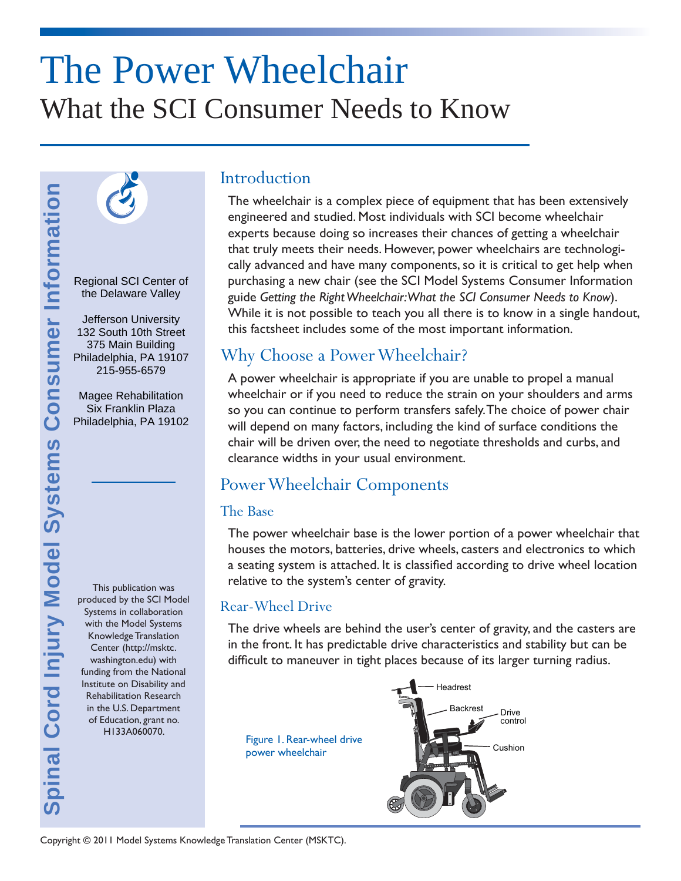# The Power Wheelchair

## What the SCI Consumer Needs to Know

Spinal Cord Injury Model Systems Consumer Information

Regional SCI Center of the Delaware Valley

Jefferson University
132 South 10th Street
375 Main Building
Philadelphia, PA 19107
215-955-6579

Magee Rehabilitation
Six Franklin Plaza
Philadelphia, PA 19102

This publication was produced by the SCI Model Systems in collaboration with the Model Systems Knowledge Translation Center (http://msktc.washington.edu) with funding from the National Institute on Disability and Rehabilitation Research in the U.S. Department of Education, grant no. H133A060070.

## Introduction

The wheelchair is a complex piece of equipment that has been extensively engineered and studied. Most individuals with SCI become wheelchair experts because doing so increases their chances of getting a wheelchair that truly meets their needs. However, power wheelchairs are technologically advanced and have many components, so it is critical to get help when purchasing a new chair (see the SCI Model Systems Consumer Information guide *Getting the Right Wheelchair: What the SCI Consumer Needs to Know*). While it is not possible to teach you all there is to know in a single handout, this factsheet includes some of the most important information.

## Why Choose a Power Wheelchair?

A power wheelchair is appropriate if you are unable to propel a manual wheelchair or if you need to reduce the strain on your shoulders and arms so you can continue to perform transfers safely. The choice of power chair will depend on many factors, including the kind of surface conditions the chair will be driven over, the need to negotiate thresholds and curbs, and clearance widths in your usual environment.

## Power Wheelchair Components

### The Base

The power wheelchair base is the lower portion of a power wheelchair that houses the motors, batteries, drive wheels, casters and electronics to which a seating system is attached. It is classified according to drive wheel location relative to the system's center of gravity.

### Rear-Wheel Drive

The drive wheels are behind the user's center of gravity, and the casters are in the front. It has predictable drive characteristics and stability but can be difficult to maneuver in tight places because of its larger turning radius.

Figure 1. Rear-wheel drive power wheelchair

Copyright © 2011 Model Systems Knowledge Translation Center (MSKTC).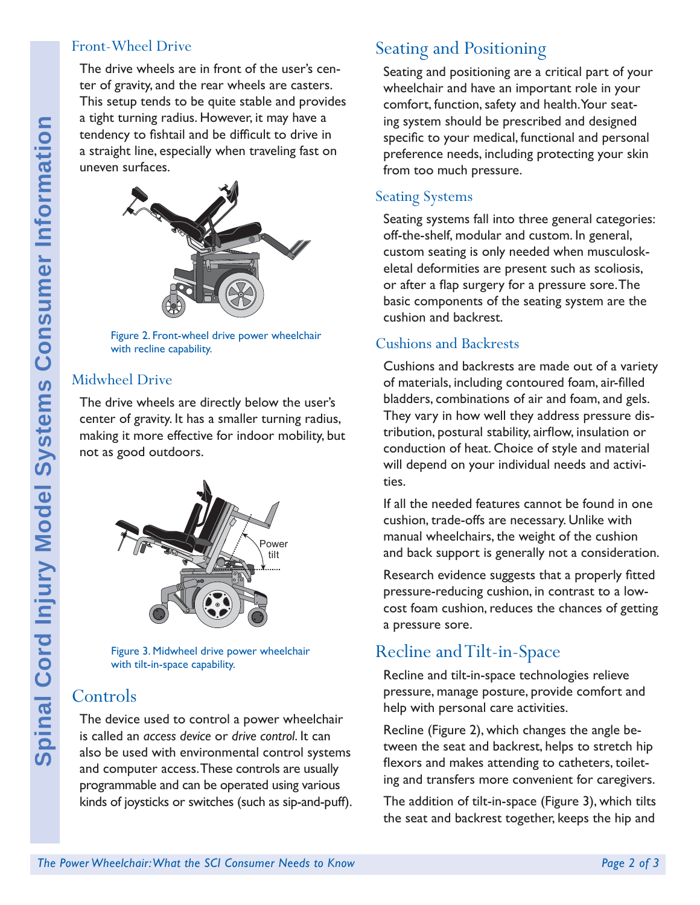### Front-Wheel Drive

The drive wheels are in front of the user's center of gravity, and the rear wheels are casters. This setup tends to be quite stable and provides a tight turning radius. However, it may have a tendency to fishtail and be difficult to drive in a straight line, especially when traveling fast on uneven surfaces.

Figure 2. Front-wheel drive power wheelchair with recline capability.

### Midwheel Drive

The drive wheels are directly below the user's center of gravity. It has a smaller turning radius, making it more effective for indoor mobility, but not as good outdoors.

Figure 3. Midwheel drive power wheelchair with tilt-in-space capability.

## Controls

The device used to control a power wheelchair is called an *access device* or *drive control*. It can also be used with environmental control systems and computer access. These controls are usually programmable and can be operated using various kinds of joysticks or switches (such as sip-and-puff).

## Seating and Positioning

Seating and positioning are a critical part of your wheelchair and have an important role in your comfort, function, safety and health. Your seating system should be prescribed and designed specific to your medical, functional and personal preference needs, including protecting your skin from too much pressure.

### Seating Systems

Seating systems fall into three general categories: off-the-shelf, modular and custom. In general, custom seating is only needed when musculoskeletal deformities are present such as scoliosis, or after a flap surgery for a pressure sore. The basic components of the seating system are the cushion and backrest.

### Cushions and Backrests

Cushions and backrests are made out of a variety of materials, including contoured foam, air-filled bladders, combinations of air and foam, and gels. They vary in how well they address pressure distribution, postural stability, airflow, insulation or conduction of heat. Choice of style and material will depend on your individual needs and activities.

If all the needed features cannot be found in one cushion, trade-offs are necessary. Unlike with manual wheelchairs, the weight of the cushion and back support is generally not a consideration.

Research evidence suggests that a properly fitted pressure-reducing cushion, in contrast to a low-cost foam cushion, reduces the chances of getting a pressure sore.

## Recline and Tilt-in-Space

Recline and tilt-in-space technologies relieve pressure, manage posture, provide comfort and help with personal care activities.

Recline (Figure 2), which changes the angle between the seat and backrest, helps to stretch hip flexors and makes attending to catheters, toileting and transfers more convenient for caregivers.

The addition of tilt-in-space (Figure 3), which tilts the seat and backrest together, keeps the hip and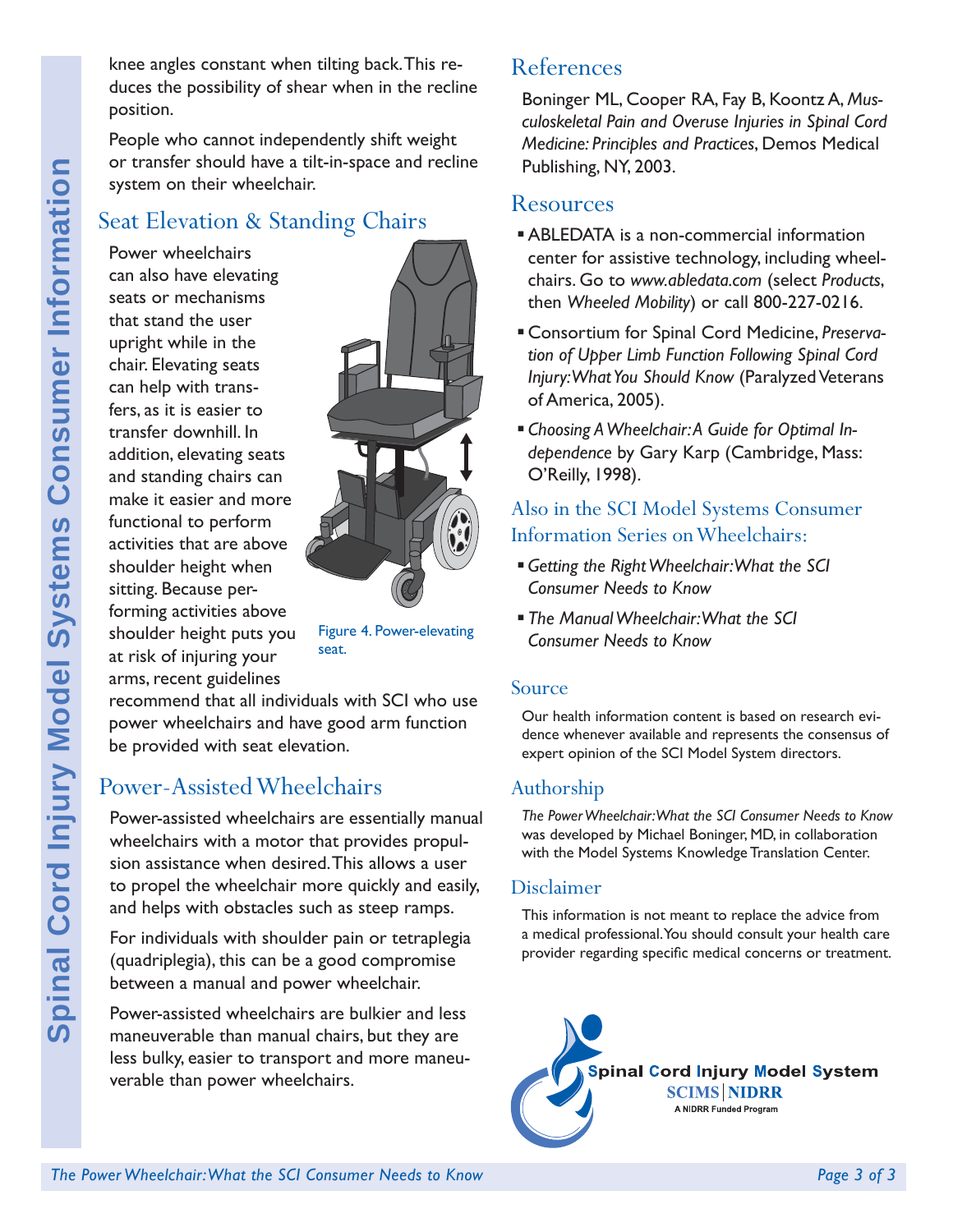knee angles constant when tilting back. This reduces the possibility of shear when in the recline position.

People who cannot independently shift weight or transfer should have a tilt-in-space and recline system on their wheelchair.

## Seat Elevation & Standing Chairs

Power wheelchairs can also have elevating seats or mechanisms that stand the user upright while in the chair. Elevating seats can help with transfers, as it is easier to transfer downhill. In addition, elevating seats and standing chairs can make it easier and more functional to perform activities that are above shoulder height when sitting. Because performing activities above shoulder height puts you at risk of injuring your arms, recent guidelines recommend that all individuals with SCI who use power wheelchairs and have good arm function be provided with seat elevation.

Figure 4. Power-elevating seat.

## Power-Assisted Wheelchairs

Power-assisted wheelchairs are essentially manual wheelchairs with a motor that provides propulsion assistance when desired. This allows a user to propel the wheelchair more quickly and easily, and helps with obstacles such as steep ramps.

For individuals with shoulder pain or tetraplegia (quadriplegia), this can be a good compromise between a manual and power wheelchair.

Power-assisted wheelchairs are bulkier and less maneuverable than manual chairs, but they are less bulky, easier to transport and more maneuverable than power wheelchairs.

## References

Boninger ML, Cooper RA, Fay B, Koontz A, *Musculoskeletal Pain and Overuse Injuries in Spinal Cord Medicine: Principles and Practices*, Demos Medical Publishing, NY, 2003.

## Resources

- ABLEDATA is a non-commercial information center for assistive technology, including wheelchairs. Go to *www.abledata.com* (select *Products*, then *Wheeled Mobility*) or call 800-227-0216.
- Consortium for Spinal Cord Medicine, *Preservation of Upper Limb Function Following Spinal Cord Injury: What You Should Know* (Paralyzed Veterans of America, 2005).
- *Choosing A Wheelchair: A Guide for Optimal Independence* by Gary Karp (Cambridge, Mass: O'Reilly, 1998).

## Also in the SCI Model Systems Consumer Information Series on Wheelchairs:

- *Getting the Right Wheelchair: What the SCI Consumer Needs to Know*
- *The Manual Wheelchair: What the SCI Consumer Needs to Know*

## Source

Our health information content is based on research evidence whenever available and represents the consensus of expert opinion of the SCI Model System directors.

## Authorship

*The Power Wheelchair: What the SCI Consumer Needs to Know* was developed by Michael Boninger, MD, in collaboration with the Model Systems Knowledge Translation Center.

## Disclaimer

This information is not meant to replace the advice from a medical professional. You should consult your health care provider regarding specific medical concerns or treatment.

**Spinal Cord Injury Model System**

**SCIMS | NIDRR**

A NIDRR Funded Program